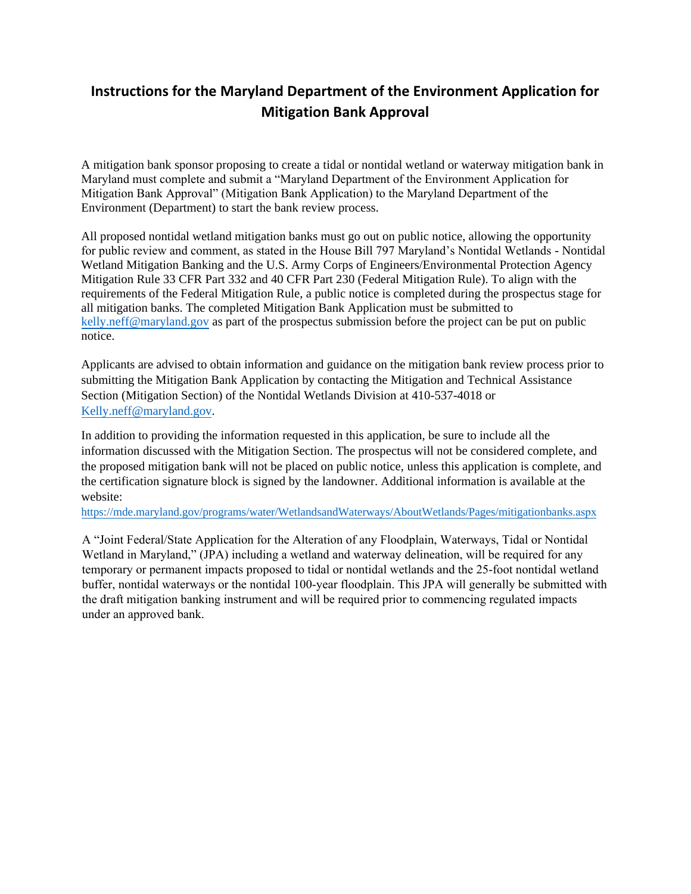# Instructions for the Maryland Department of the Environment Application for Mitigation Bank Approval

A mitigation bank sponsor proposing to create a tidal or nontidal wetland or waterway mitigation bank in Maryland must complete and submit a "Maryland Department of the Environment Application for Mitigation Bank Approval" (Mitigation Bank Application) to the Maryland Department of the Environment (Department) to start the bank review process.

All proposed nontidal wetland mitigation banks must go out on public notice, allowing the opportunity for public review and comment, as stated in the House Bill 797 Maryland's Nontidal Wetlands - Nontidal Wetland Mitigation Banking and the U.S. Army Corps of Engineers/Environmental Protection Agency Mitigation Rule 33 CFR Part 332 and 40 CFR Part 230 (Federal Mitigation Rule). To align with the requirements of the Federal Mitigation Rule, a public notice is completed during the prospectus stage for all mitigation banks. The completed Mitigation Bank Application must be submitted to kelly.neff@maryland.gov as part of the prospectus submission before the project can be put on public notice.

Applicants are advised to obtain information and guidance on the mitigation bank review process prior to submitting the Mitigation Bank Application by contacting the Mitigation and Technical Assistance Section (Mitigation Section) of the Nontidal Wetlands Division at 410-537-4018 or Kelly.neff@maryland.gov.

In addition to providing the information requested in this application, be sure to include all the information discussed with the Mitigation Section. The prospectus will not be considered complete, and the proposed mitigation bank will not be placed on public notice, unless this application is complete, and the certification signature block is signed by the landowner. Additional information is available at the website:
https://mde.maryland.gov/programs/water/WetlandsandWaterways/AboutWetlands/Pages/mitigationbanks.aspx

A "Joint Federal/State Application for the Alteration of any Floodplain, Waterways, Tidal or Nontidal Wetland in Maryland," (JPA) including a wetland and waterway delineation, will be required for any temporary or permanent impacts proposed to tidal or nontidal wetlands and the 25-foot nontidal wetland buffer, nontidal waterways or the nontidal 100-year floodplain. This JPA will generally be submitted with the draft mitigation banking instrument and will be required prior to commencing regulated impacts under an approved bank.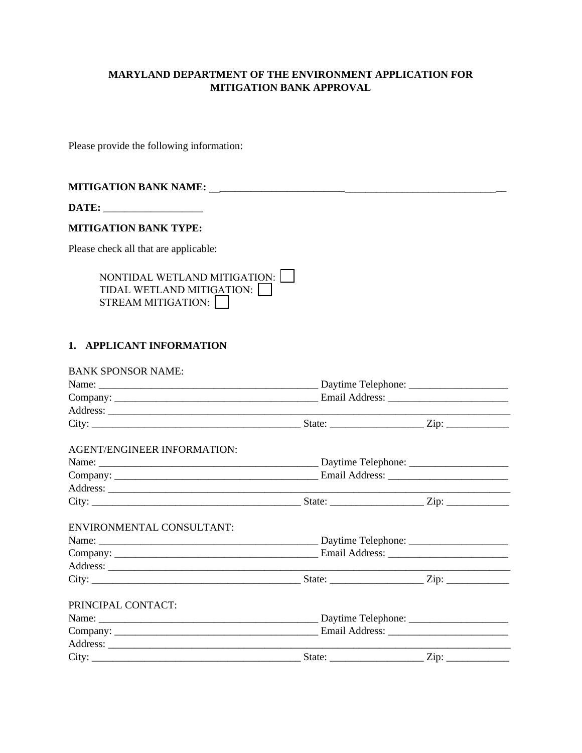**MARYLAND DEPARTMENT OF THE ENVIRONMENT APPLICATION FOR MITIGATION BANK APPROVAL**

Please provide the following information:

**MITIGATION BANK NAME:** ________________________________________________________

**DATE:** ___________________

**MITIGATION BANK TYPE:**

Please check all that are applicable:

NONTIDAL WETLAND MITIGATION: ☐
TIDAL WETLAND MITIGATION: ☐
STREAM MITIGATION: ☐

## 1. APPLICANT INFORMATION

BANK SPONSOR NAME:
Name: ____________________________________________ Daytime Telephone: ___________________
Company: _________________________________________ Email Address: _______________________
Address: ________________________________________________________________________________
City: _________________________________________ State: _________________ Zip: ____________

AGENT/ENGINEER INFORMATION:
Name: ____________________________________________ Daytime Telephone: ___________________
Company: _________________________________________ Email Address: _______________________
Address: ________________________________________________________________________________
City: _________________________________________ State: _________________ Zip: ____________

ENVIRONMENTAL CONSULTANT:
Name: ____________________________________________ Daytime Telephone: ___________________
Company: _________________________________________ Email Address: _______________________
Address: ________________________________________________________________________________
City: _________________________________________ State: _________________ Zip: ____________

PRINCIPAL CONTACT:
Name: ____________________________________________ Daytime Telephone: ___________________
Company: _________________________________________ Email Address: _______________________
Address: ________________________________________________________________________________
City: _________________________________________ State: _________________ Zip: ____________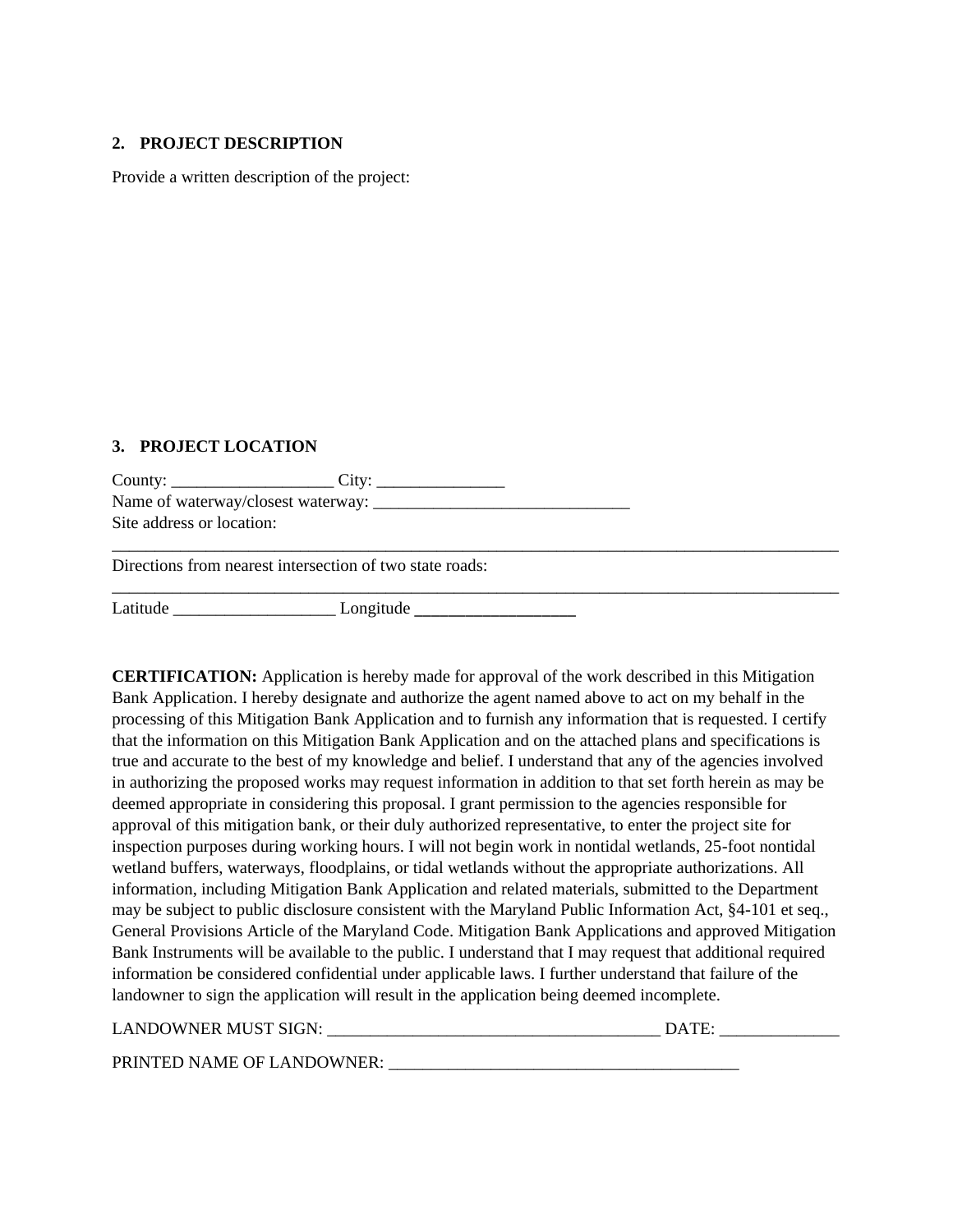## 2. PROJECT DESCRIPTION

Provide a written description of the project:

## 3. PROJECT LOCATION

County: ___________________ City: _______________

Name of waterway/closest waterway: _______________________________

Site address or location:

_____________________________________________________________________________________________

Directions from nearest intersection of two state roads:

_____________________________________________________________________________________________

Latitude ___________________ Longitude ___________________

**CERTIFICATION:** Application is hereby made for approval of the work described in this Mitigation Bank Application. I hereby designate and authorize the agent named above to act on my behalf in the processing of this Mitigation Bank Application and to furnish any information that is requested. I certify that the information on this Mitigation Bank Application and on the attached plans and specifications is true and accurate to the best of my knowledge and belief. I understand that any of the agencies involved in authorizing the proposed works may request information in addition to that set forth herein as may be deemed appropriate in considering this proposal. I grant permission to the agencies responsible for approval of this mitigation bank, or their duly authorized representative, to enter the project site for inspection purposes during working hours. I will not begin work in nontidal wetlands, 25-foot nontidal wetland buffers, waterways, floodplains, or tidal wetlands without the appropriate authorizations. All information, including Mitigation Bank Application and related materials, submitted to the Department may be subject to public disclosure consistent with the Maryland Public Information Act, §4-101 et seq., General Provisions Article of the Maryland Code. Mitigation Bank Applications and approved Mitigation Bank Instruments will be available to the public. I understand that I may request that additional required information be considered confidential under applicable laws. I further understand that failure of the landowner to sign the application will result in the application being deemed incomplete.

LANDOWNER MUST SIGN: _______________________________________ DATE: ______________

PRINTED NAME OF LANDOWNER: ___________________________________________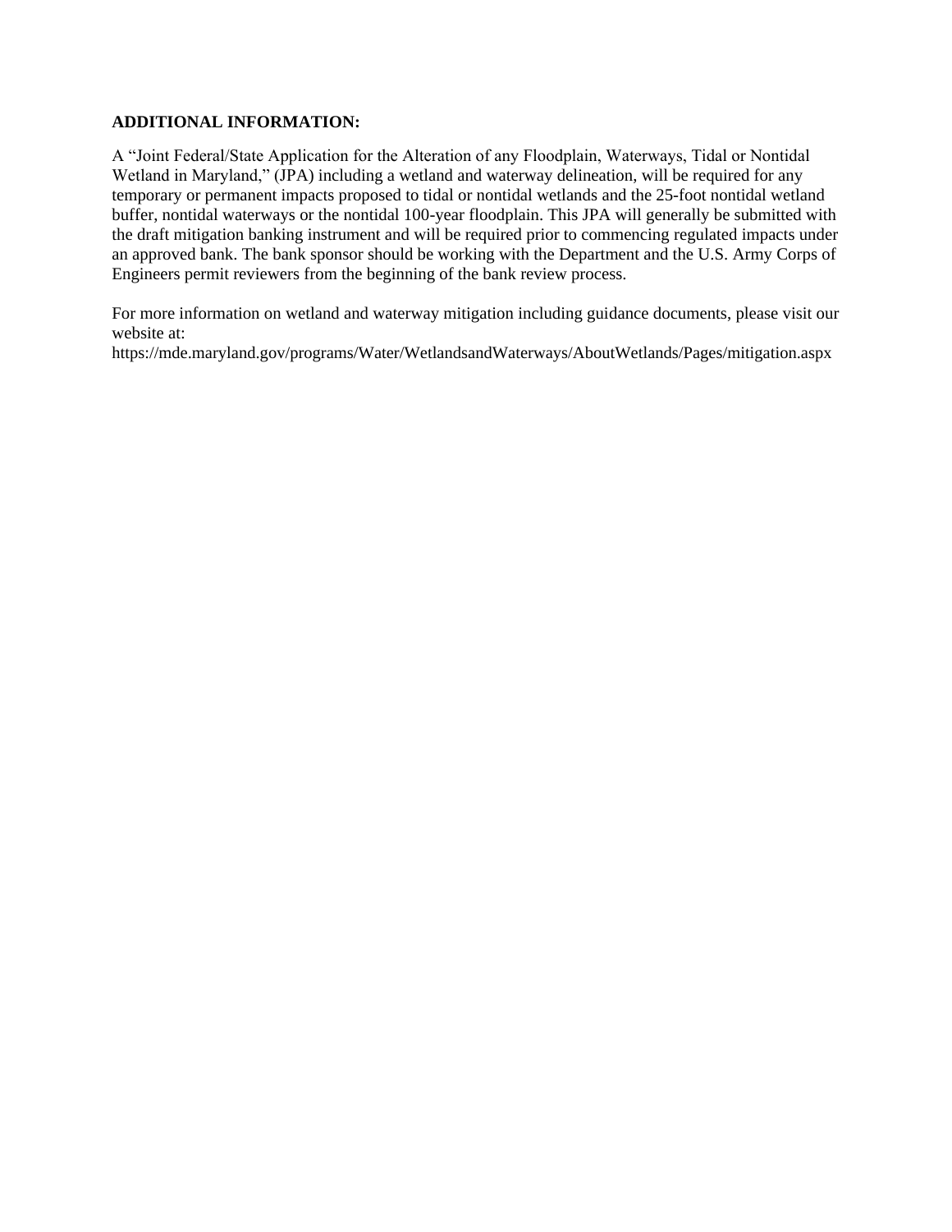**ADDITIONAL INFORMATION:**

A "Joint Federal/State Application for the Alteration of any Floodplain, Waterways, Tidal or Nontidal Wetland in Maryland," (JPA) including a wetland and waterway delineation, will be required for any temporary or permanent impacts proposed to tidal or nontidal wetlands and the 25-foot nontidal wetland buffer, nontidal waterways or the nontidal 100-year floodplain. This JPA will generally be submitted with the draft mitigation banking instrument and will be required prior to commencing regulated impacts under an approved bank. The bank sponsor should be working with the Department and the U.S. Army Corps of Engineers permit reviewers from the beginning of the bank review process.

For more information on wetland and waterway mitigation including guidance documents, please visit our website at:
https://mde.maryland.gov/programs/Water/WetlandsandWaterways/AboutWetlands/Pages/mitigation.aspx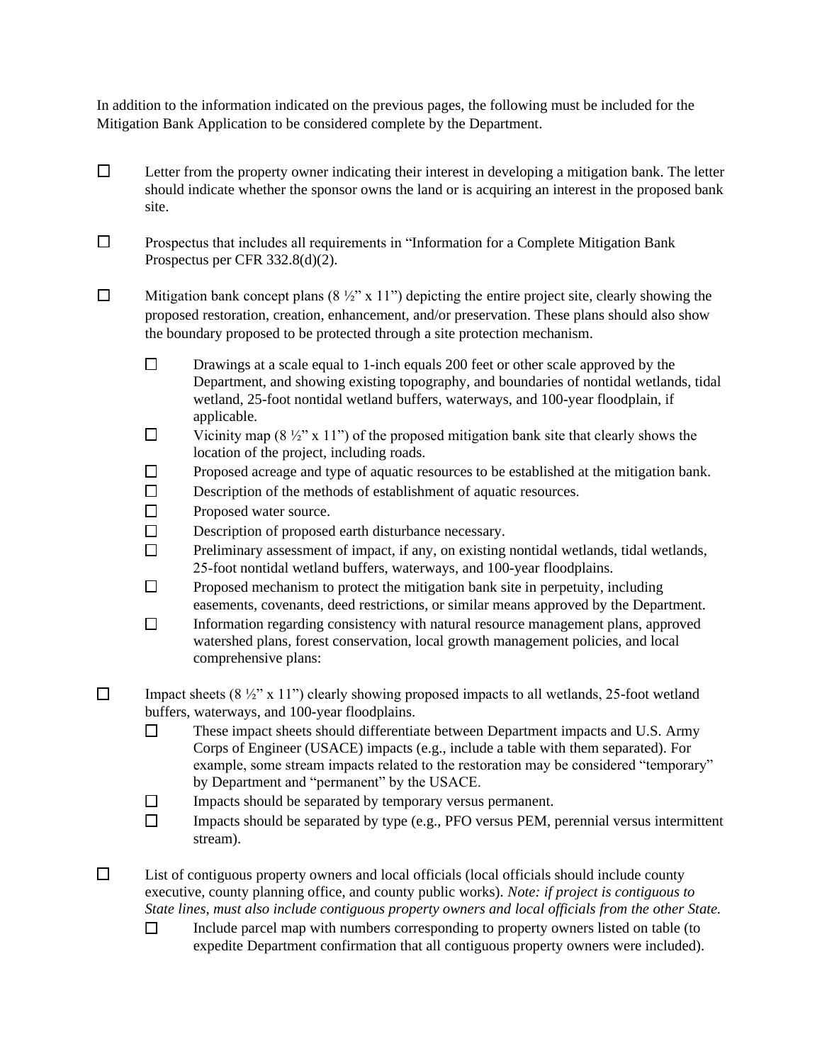In addition to the information indicated on the previous pages, the following must be included for the Mitigation Bank Application to be considered complete by the Department.

- ☐ Letter from the property owner indicating their interest in developing a mitigation bank. The letter should indicate whether the sponsor owns the land or is acquiring an interest in the proposed bank site.

- ☐ Prospectus that includes all requirements in "Information for a Complete Mitigation Bank Prospectus per CFR 332.8(d)(2).

- ☐ Mitigation bank concept plans (8 ½" x 11") depicting the entire project site, clearly showing the proposed restoration, creation, enhancement, and/or preservation. These plans should also show the boundary proposed to be protected through a site protection mechanism.

  - ☐ Drawings at a scale equal to 1-inch equals 200 feet or other scale approved by the Department, and showing existing topography, and boundaries of nontidal wetlands, tidal wetland, 25-foot nontidal wetland buffers, waterways, and 100-year floodplain, if applicable.
  - ☐ Vicinity map (8 ½" x 11") of the proposed mitigation bank site that clearly shows the location of the project, including roads.
  - ☐ Proposed acreage and type of aquatic resources to be established at the mitigation bank.
  - ☐ Description of the methods of establishment of aquatic resources.
  - ☐ Proposed water source.
  - ☐ Description of proposed earth disturbance necessary.
  - ☐ Preliminary assessment of impact, if any, on existing nontidal wetlands, tidal wetlands, 25-foot nontidal wetland buffers, waterways, and 100-year floodplains.
  - ☐ Proposed mechanism to protect the mitigation bank site in perpetuity, including easements, covenants, deed restrictions, or similar means approved by the Department.
  - ☐ Information regarding consistency with natural resource management plans, approved watershed plans, forest conservation, local growth management policies, and local comprehensive plans:

- ☐ Impact sheets (8 ½" x 11") clearly showing proposed impacts to all wetlands, 25-foot wetland buffers, waterways, and 100-year floodplains.
  - ☐ These impact sheets should differentiate between Department impacts and U.S. Army Corps of Engineer (USACE) impacts (e.g., include a table with them separated). For example, some stream impacts related to the restoration may be considered "temporary" by Department and "permanent" by the USACE.
  - ☐ Impacts should be separated by temporary versus permanent.
  - ☐ Impacts should be separated by type (e.g., PFO versus PEM, perennial versus intermittent stream).

- ☐ List of contiguous property owners and local officials (local officials should include county executive, county planning office, and county public works). *Note: if project is contiguous to State lines, must also include contiguous property owners and local officials from the other State.*
  - ☐ Include parcel map with numbers corresponding to property owners listed on table (to expedite Department confirmation that all contiguous property owners were included).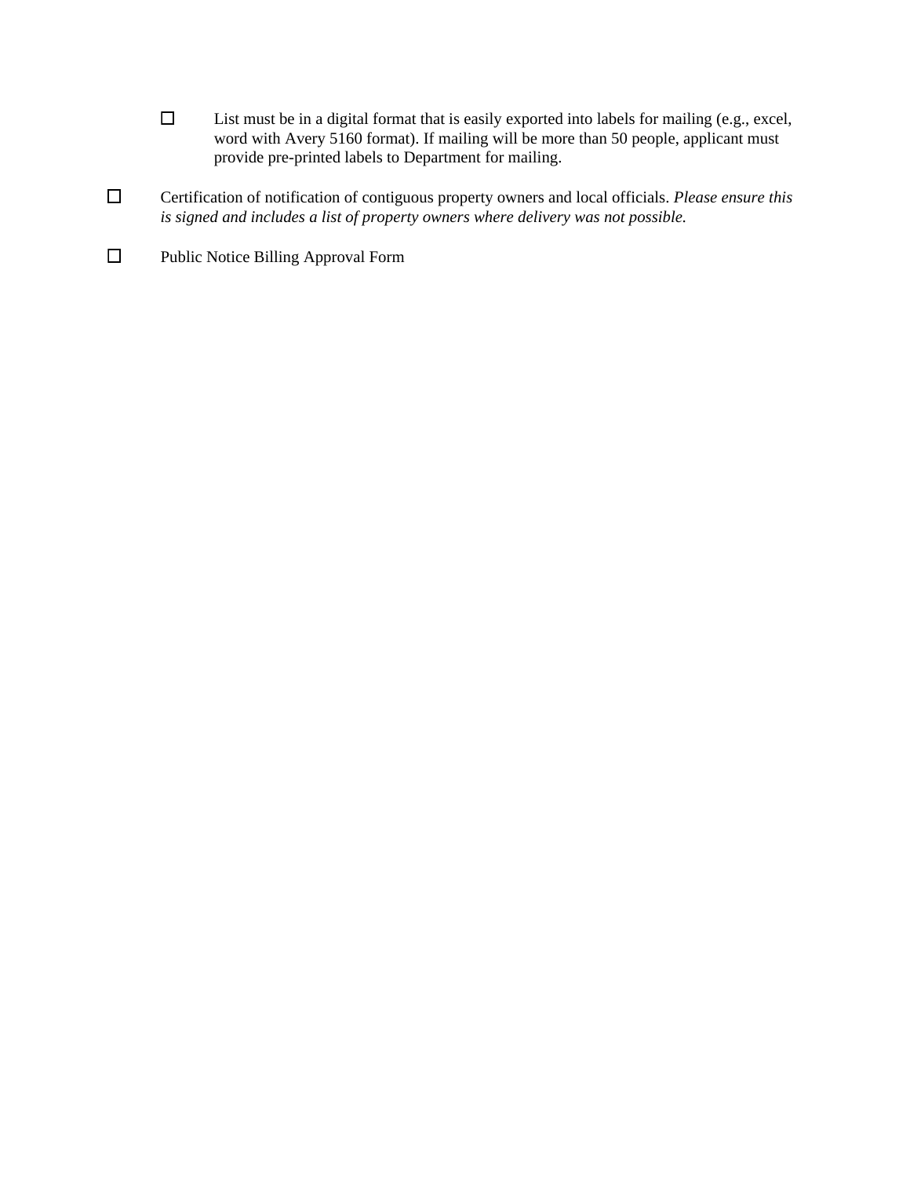- ☐ List must be in a digital format that is easily exported into labels for mailing (e.g., excel, word with Avery 5160 format). If mailing will be more than 50 people, applicant must provide pre-printed labels to Department for mailing.

☐ Certification of notification of contiguous property owners and local officials. *Please ensure this is signed and includes a list of property owners where delivery was not possible.*

☐ Public Notice Billing Approval Form